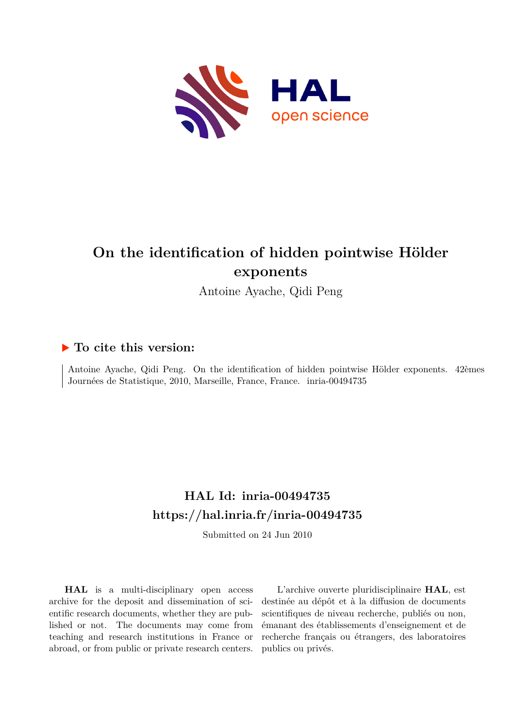# On the identification of hidden pointwise Hölder exponents

Antoine Ayache, Qidi Peng

## ▶ To cite this version:

Antoine Ayache, Qidi Peng. On the identification of hidden pointwise Hölder exponents. 42èmes Journées de Statistique, 2010, Marseille, France, France. inria-00494735

## HAL Id: inria-00494735
## https://hal.inria.fr/inria-00494735

Submitted on 24 Jun 2010

**HAL** is a multi-disciplinary open access archive for the deposit and dissemination of scientific research documents, whether they are published or not. The documents may come from teaching and research institutions in France or abroad, or from public or private research centers.

L'archive ouverte pluridisciplinaire **HAL**, est destinée au dépôt et à la diffusion de documents scientifiques de niveau recherche, publiés ou non, émanant des établissements d'enseignement et de recherche français ou étrangers, des laboratoires publics ou privés.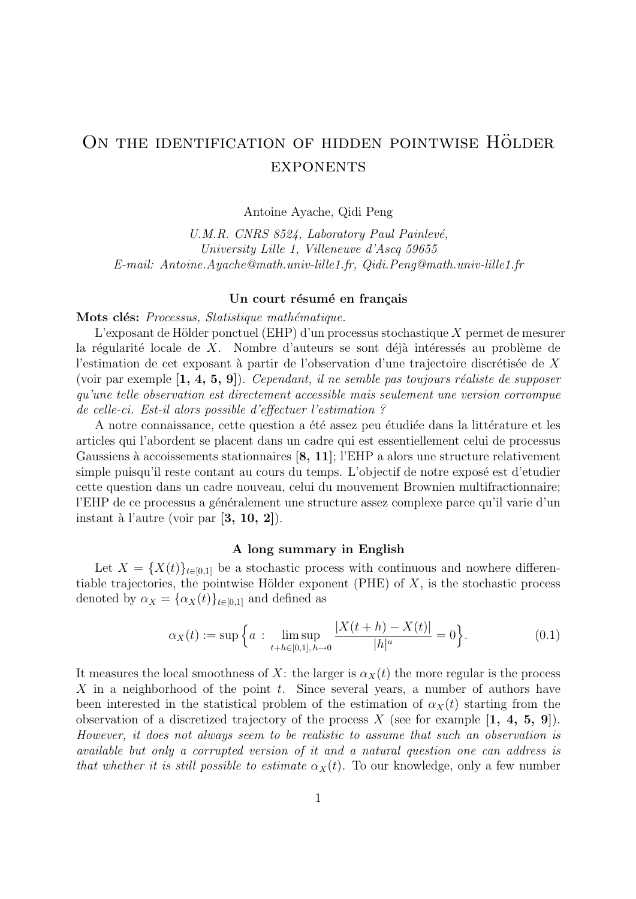# On the identification of hidden pointwise Hölder exponents

Antoine Ayache, Qidi Peng

*U.M.R. CNRS 8524, Laboratory Paul Painlevé,*  
*University Lille 1, Villeneuve d'Ascq 59655*  
*E-mail: Antoine.Ayache@math.univ-lille1.fr, Qidi.Peng@math.univ-lille1.fr*

### Un court résumé en français

**Mots clés:** *Processus, Statistique mathématique.*

L'exposant de Hölder ponctuel (EHP) d'un processus stochastique $X$ permet de mesurer la régularité locale de $X$. Nombre d'auteurs se sont déjà intéressés au problème de l'estimation de cet exposant à partir de l'observation d'une trajectoire discrétisée de $X$ (voir par exemple **[1, 4, 5, 9]**). *Cependant, il ne semble pas toujours réaliste de supposer qu'une telle observation est directement accessible mais seulement une version corrompue de celle-ci. Est-il alors possible d'effectuer l'estimation ?*

A notre connaissance, cette question a été assez peu étudiée dans la littérature et les articles qui l'abordent se placent dans un cadre qui est essentiellement celui de processus Gaussiens à accoissements stationnaires **[8, 11]**; l'EHP a alors une structure relativement simple puisqu'il reste contant au cours du temps. L'objectif de notre exposé est d'etudier cette question dans un cadre nouveau, celui du mouvement Brownien multifractionnaire; l'EHP de ce processus a généralement une structure assez complexe parce qu'il varie d'un instant à l'autre (voir par **[3, 10, 2]**).

### A long summary in English

Let $X = \{X(t)\}_{t\in[0,1]}$ be a stochastic process with continuous and nowhere differentiable trajectories, the pointwise Hölder exponent (PHE) of $X$, is the stochastic process denoted by $\alpha_X = \{\alpha_X(t)\}_{t\in[0,1]}$ and defined as

$$\alpha_X(t) := \sup\Big\{a : \limsup_{t+h\in[0,1],\, h\to 0} \frac{|X(t+h) - X(t)|}{|h|^a} = 0\Big\}. \tag{0.1}$$

It measures the local smoothness of $X$: the larger is $\alpha_X(t)$ the more regular is the process $X$ in a neighborhood of the point $t$. Since several years, a number of authors have been interested in the statistical problem of the estimation of $\alpha_X(t)$ starting from the observation of a discretized trajectory of the process $X$ (see for example **[1, 4, 5, 9]**). *However, it does not always seem to be realistic to assume that such an observation is available but only a corrupted version of it and a natural question one can address is that whether it is still possible to estimate $\alpha_X(t)$.* To our knowledge, only a few number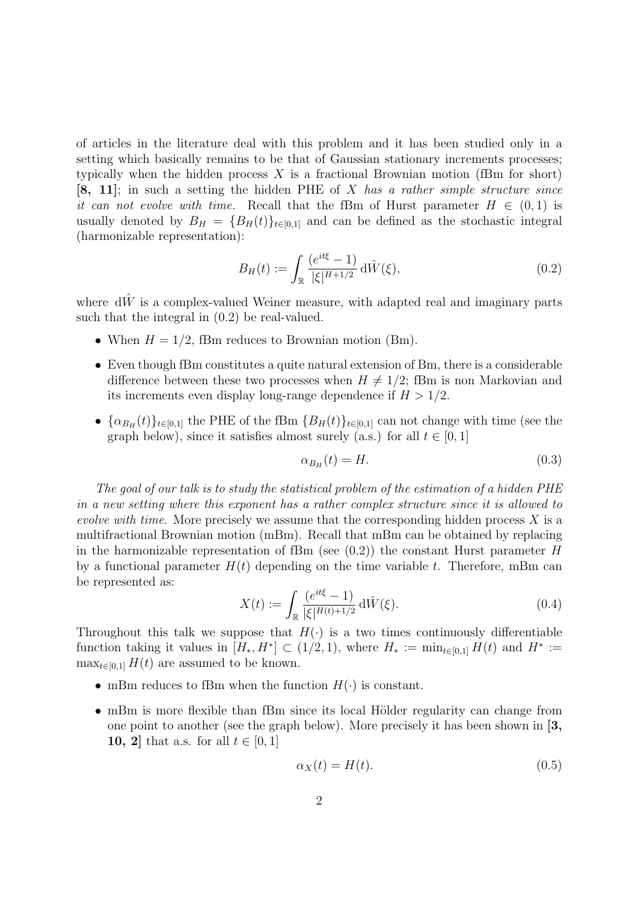of articles in the literature deal with this problem and it has been studied only in a setting which basically remains to be that of Gaussian stationary increments processes; typically when the hidden process $X$ is a fractional Brownian motion (fBm for short) **[8, 11]**; in such a setting the hidden PHE of $X$ *has a rather simple structure since it can not evolve with time.* Recall that the fBm of Hurst parameter $H \in (0,1)$ is usually denoted by $B_H = \{B_H(t)\}_{t\in[0,1]}$ and can be defined as the stochastic integral (harmonizable representation):

$$B_H(t) := \int_{\mathbb{R}} \frac{(e^{it\xi} - 1)}{|\xi|^{H+1/2}} \, \mathrm{d}\hat{W}(\xi), \tag{0.2}$$

where $\mathrm{d}\hat{W}$ is a complex-valued Weiner measure, with adapted real and imaginary parts such that the integral in (0.2) be real-valued.

- When $H = 1/2$, fBm reduces to Brownian motion (Bm).
- Even though fBm constitutes a quite natural extension of Bm, there is a considerable difference between these two processes when $H \neq 1/2$; fBm is non Markovian and its increments even display long-range dependence if $H > 1/2$.
- $\{\alpha_{B_H}(t)\}_{t\in[0,1]}$ the PHE of the fBm $\{B_H(t)\}_{t\in[0,1]}$ can not change with time (see the graph below), since it satisfies almost surely (a.s.) for all $t \in [0,1]$

$$\alpha_{B_H}(t) = H. \tag{0.3}$$

*The goal of our talk is to study the statistical problem of the estimation of a hidden PHE in a new setting where this exponent has a rather complex structure since it is allowed to evolve with time.* More precisely we assume that the corresponding hidden process $X$ is a multifractional Brownian motion (mBm). Recall that mBm can be obtained by replacing in the harmonizable representation of fBm (see (0.2)) the constant Hurst parameter $H$ by a functional parameter $H(t)$ depending on the time variable $t$. Therefore, mBm can be represented as:

$$X(t) := \int_{\mathbb{R}} \frac{(e^{it\xi} - 1)}{|\xi|^{H(t)+1/2}} \, \mathrm{d}\hat{W}(\xi). \tag{0.4}$$

Throughout this talk we suppose that $H(\cdot)$ is a two times continuously differentiable function taking it values in $[H_*, H^*] \subset (1/2, 1)$, where $H_* := \min_{t\in[0,1]} H(t)$ and $H^* := \max_{t\in[0,1]} H(t)$ are assumed to be known.

- mBm reduces to fBm when the function $H(\cdot)$ is constant.
- mBm is more flexible than fBm since its local Hölder regularity can change from one point to another (see the graph below). More precisely it has been shown in **[3, 10, 2]** that a.s. for all $t \in [0,1]$

$$\alpha_X(t) = H(t). \tag{0.5}$$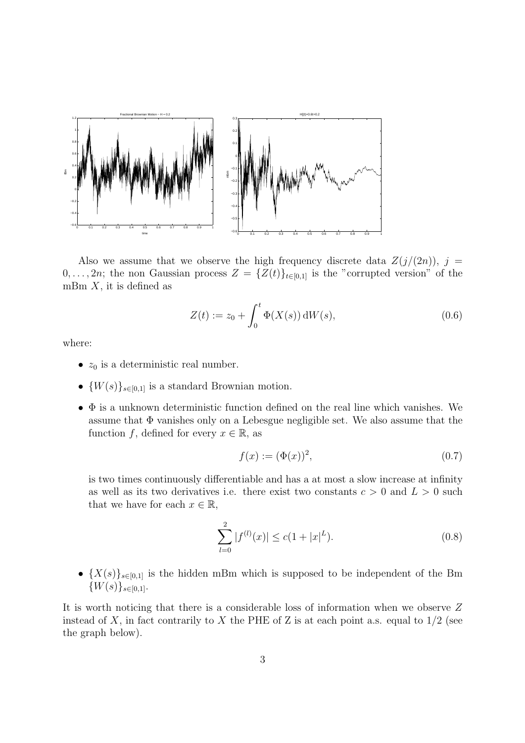Also we assume that we observe the high frequency discrete data $Z(j/(2n))$, $j = 0, \ldots, 2n$; the non Gaussian process $Z = \{Z(t)\}_{t\in[0,1]}$ is the "corrupted version" of the mBm $X$, it is defined as

$$Z(t) := z_0 + \int_0^t \Phi(X(s))\, \mathrm{d}W(s), \tag{0.6}$$

where:

- $z_0$ is a deterministic real number.
- $\{W(s)\}_{s\in[0,1]}$ is a standard Brownian motion.
- $\Phi$ is a unknown deterministic function defined on the real line which vanishes. We assume that $\Phi$ vanishes only on a Lebesgue negligible set. We also assume that the function $f$, defined for every $x \in \mathbb{R}$, as

$$f(x) := (\Phi(x))^2, \tag{0.7}$$

  is two times continuously differentiable and has a at most a slow increase at infinity as well as its two derivatives i.e. there exist two constants $c > 0$ and $L > 0$ such that we have for each $x \in \mathbb{R}$,

$$\sum_{l=0}^{2} |f^{(l)}(x)| \le c(1 + |x|^L). \tag{0.8}$$

- $\{X(s)\}_{s\in[0,1]}$ is the hidden mBm which is supposed to be independent of the Bm $\{W(s)\}_{s\in[0,1]}$.

It is worth noticing that there is a considerable loss of information when we observe $Z$ instead of $X$, in fact contrarily to $X$ the PHE of Z is at each point a.s. equal to $1/2$ (see the graph below).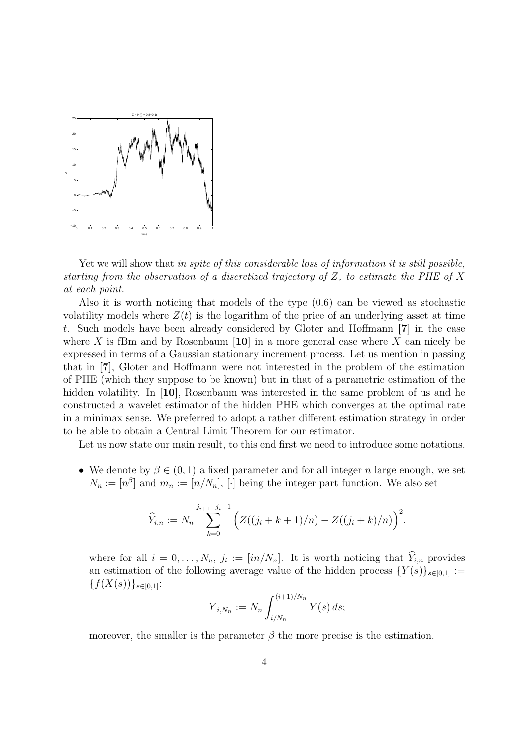Z – H(t) = 0.8+0.1t

25
20
15
10
5
0
−5
−10

Z

0 0.1 0.2 0.3 0.4 0.5 0.6 0.7 0.8 0.9 1

time

Yet we will show that *in spite of this considerable loss of information it is still possible, starting from the observation of a discretized trajectory of $Z$, to estimate the PHE of $X$ at each point.*

Also it is worth noticing that models of the type (0.6) can be viewed as stochastic volatility models where $Z(t)$ is the logarithm of the price of an underlying asset at time $t$. Such models have been already considered by Gloter and Hoffmann **[7]** in the case where $X$ is fBm and by Rosenbaum **[10]** in a more general case where $X$ can nicely be expressed in terms of a Gaussian stationary increment process. Let us mention in passing that in **[7]**, Gloter and Hoffmann were not interested in the problem of the estimation of PHE (which they suppose to be known) but in that of a parametric estimation of the hidden volatility. In **[10]**, Rosenbaum was interested in the same problem of us and he constructed a wavelet estimator of the hidden PHE which converges at the optimal rate in a minimax sense. We preferred to adopt a rather different estimation strategy in order to be able to obtain a Central Limit Theorem for our estimator.

Let us now state our main result, to this end first we need to introduce some notations.

- We denote by $\beta \in (0,1)$ a fixed parameter and for all integer $n$ large enough, we set $N_n := [n^\beta]$ and $m_n := [n/N_n]$, $[\cdot]$ being the integer part function. We also set

$$\widehat{Y}_{i,n} := N_n \sum_{k=0}^{j_{i+1}-j_i-1} \Big( Z((j_i+k+1)/n) - Z((j_i+k)/n) \Big)^2.$$

  where for all $i = 0, \ldots, N_n$, $j_i := [in/N_n]$. It is worth noticing that $\widehat{Y}_{i,n}$ provides an estimation of the following average value of the hidden process $\{Y(s)\}_{s \in [0,1]} := \{f(X(s))\}_{s \in [0,1]}$:

$$\overline{Y}_{i,N_n} := N_n \int_{i/N_n}^{(i+1)/N_n} Y(s)\, ds;$$

  moreover, the smaller is the parameter $\beta$ the more precise is the estimation.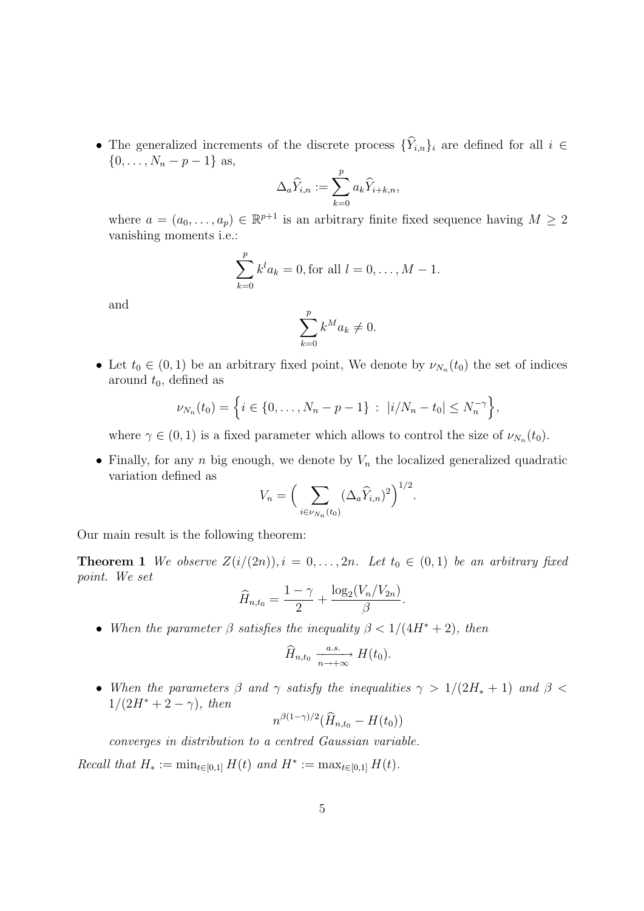- The generalized increments of the discrete process $\{\widehat{Y}_{i,n}\}_i$ are defined for all $i \in \{0, \dots, N_n - p - 1\}$ as,

$$\Delta_a \widehat{Y}_{i,n} := \sum_{k=0}^{p} a_k \widehat{Y}_{i+k,n},$$

where $a = (a_0, \dots, a_p) \in \mathbb{R}^{p+1}$ is an arbitrary finite fixed sequence having $M \geq 2$ vanishing moments i.e.:

$$\sum_{k=0}^{p} k^l a_k = 0, \text{for all } l = 0, \dots, M-1.$$

and

$$\sum_{k=0}^{p} k^M a_k \neq 0.$$

- Let $t_0 \in (0,1)$ be an arbitrary fixed point, We denote by $\nu_{N_n}(t_0)$ the set of indices around $t_0$, defined as

$$\nu_{N_n}(t_0) = \Big\{ i \in \{0, \dots, N_n - p - 1\} \; : \; |i/N_n - t_0| \leq N_n^{-\gamma} \Big\},$$

where $\gamma \in (0,1)$ is a fixed parameter which allows to control the size of $\nu_{N_n}(t_0)$.

- Finally, for any $n$ big enough, we denote by $V_n$ the localized generalized quadratic variation defined as

$$V_n = \Big( \sum_{i \in \nu_{N_n}(t_0)} (\Delta_a \widehat{Y}_{i,n})^2 \Big)^{1/2}.$$

Our main result is the following theorem:

**Theorem 1** *We observe $Z(i/(2n)), i = 0, \dots, 2n$. Let $t_0 \in (0,1)$ be an arbitrary fixed point. We set*

$$\widehat{H}_{n,t_0} = \frac{1-\gamma}{2} + \frac{\log_2(V_n/V_{2n})}{\beta}.$$

- *When the parameter $\beta$ satisfies the inequality $\beta < 1/(4H^* + 2)$, then*

$$\widehat{H}_{n,t_0} \xrightarrow[n \to +\infty]{a.s.} H(t_0).$$

- *When the parameters $\beta$ and $\gamma$ satisfy the inequalities $\gamma > 1/(2H_* + 1)$ and $\beta < 1/(2H^* + 2 - \gamma)$, then*

$$n^{\beta(1-\gamma)/2}(\widehat{H}_{n,t_0} - H(t_0))$$

*converges in distribution to a centred Gaussian variable.*

*Recall that $H_* := \min_{t \in [0,1]} H(t)$ and $H^* := \max_{t \in [0,1]} H(t)$.*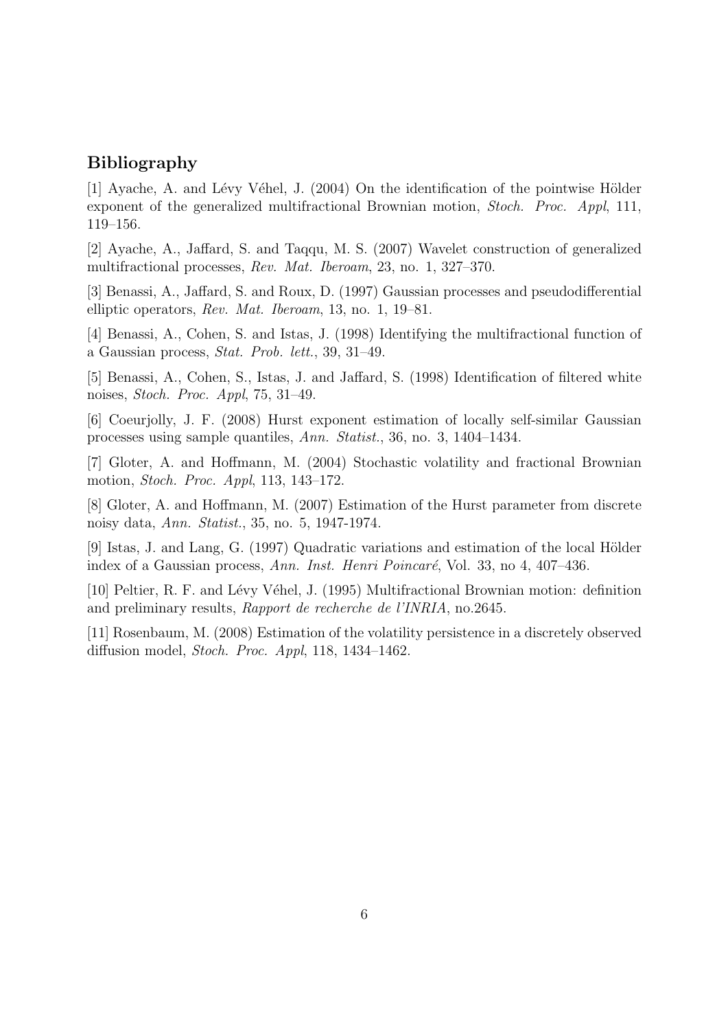## Bibliography

[1] Ayache, A. and Lévy Véhel, J. (2004) On the identification of the pointwise Hölder exponent of the generalized multifractional Brownian motion, *Stoch. Proc. Appl*, 111, 119–156.

[2] Ayache, A., Jaffard, S. and Taqqu, M. S. (2007) Wavelet construction of generalized multifractional processes, *Rev. Mat. Iberoam*, 23, no. 1, 327–370.

[3] Benassi, A., Jaffard, S. and Roux, D. (1997) Gaussian processes and pseudodifferential elliptic operators, *Rev. Mat. Iberoam*, 13, no. 1, 19–81.

[4] Benassi, A., Cohen, S. and Istas, J. (1998) Identifying the multifractional function of a Gaussian process, *Stat. Prob. lett.*, 39, 31–49.

[5] Benassi, A., Cohen, S., Istas, J. and Jaffard, S. (1998) Identification of filtered white noises, *Stoch. Proc. Appl*, 75, 31–49.

[6] Coeurjolly, J. F. (2008) Hurst exponent estimation of locally self-similar Gaussian processes using sample quantiles, *Ann. Statist.*, 36, no. 3, 1404–1434.

[7] Gloter, A. and Hoffmann, M. (2004) Stochastic volatility and fractional Brownian motion, *Stoch. Proc. Appl*, 113, 143–172.

[8] Gloter, A. and Hoffmann, M. (2007) Estimation of the Hurst parameter from discrete noisy data, *Ann. Statist.*, 35, no. 5, 1947-1974.

[9] Istas, J. and Lang, G. (1997) Quadratic variations and estimation of the local Hölder index of a Gaussian process, *Ann. Inst. Henri Poincaré*, Vol. 33, no 4, 407–436.

[10] Peltier, R. F. and Lévy Véhel, J. (1995) Multifractional Brownian motion: definition and preliminary results, *Rapport de recherche de l'INRIA*, no.2645.

[11] Rosenbaum, M. (2008) Estimation of the volatility persistence in a discretely observed diffusion model, *Stoch. Proc. Appl*, 118, 1434–1462.